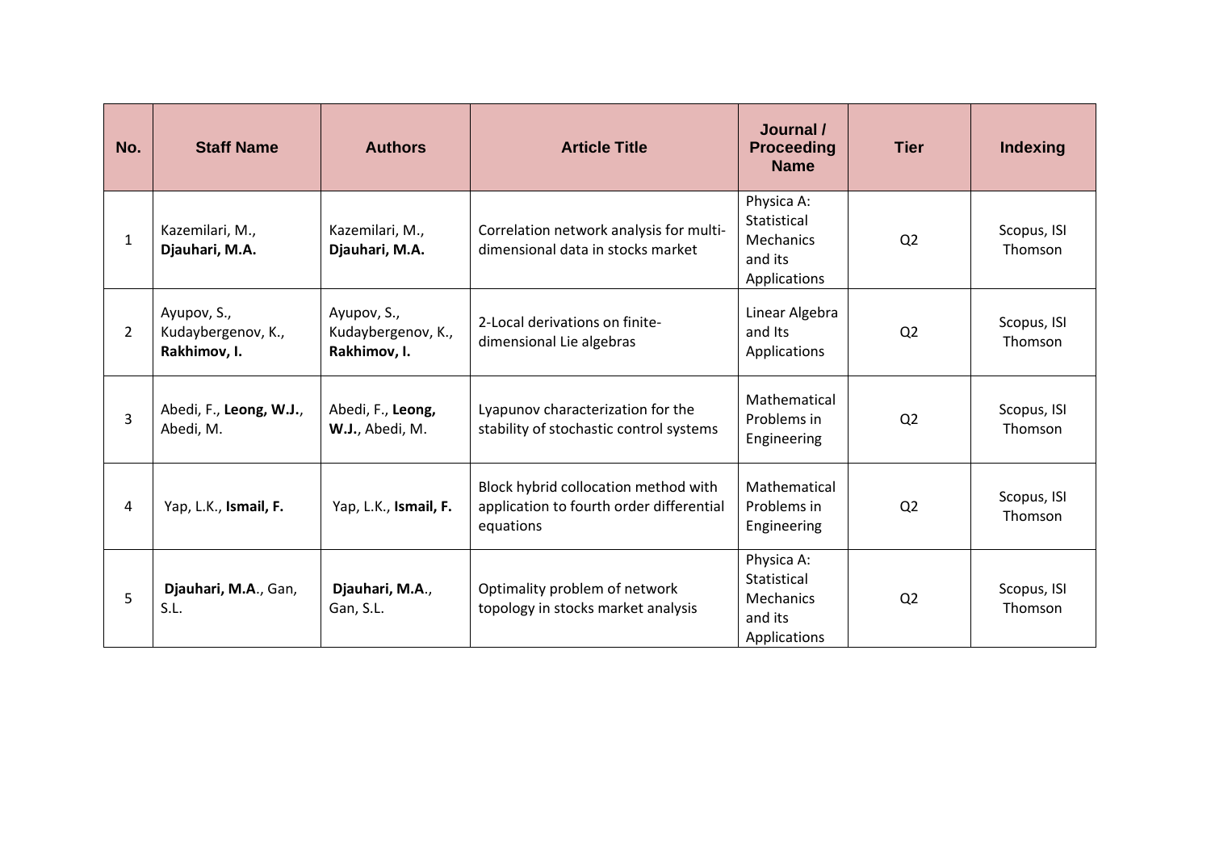| No. | Staff Name | Authors | Article Title | Journal / Proceeding Name | Tier | Indexing |
|---|---|---|---|---|---|---|
| 1 | Kazemilari, M., **Djauhari, M.A.** | Kazemilari, M., **Djauhari, M.A.** | Correlation network analysis for multi-dimensional data in stocks market | Physica A: Statistical Mechanics and its Applications | Q2 | Scopus, ISI Thomson |
| 2 | Ayupov, S., Kudaybergenov, K., **Rakhimov, I.** | Ayupov, S., Kudaybergenov, K., **Rakhimov, I.** | 2-Local derivations on finite-dimensional Lie algebras | Linear Algebra and Its Applications | Q2 | Scopus, ISI Thomson |
| 3 | Abedi, F., **Leong, W.J.**, Abedi, M. | Abedi, F., **Leong, W.J.**, Abedi, M. | Lyapunov characterization for the stability of stochastic control systems | Mathematical Problems in Engineering | Q2 | Scopus, ISI Thomson |
| 4 | Yap, L.K., **Ismail, F.** | Yap, L.K., **Ismail, F.** | Block hybrid collocation method with application to fourth order differential equations | Mathematical Problems in Engineering | Q2 | Scopus, ISI Thomson |
| 5 | **Djauhari, M.A.**, Gan, S.L. | **Djauhari, M.A.**, Gan, S.L. | Optimality problem of network topology in stocks market analysis | Physica A: Statistical Mechanics and its Applications | Q2 | Scopus, ISI Thomson |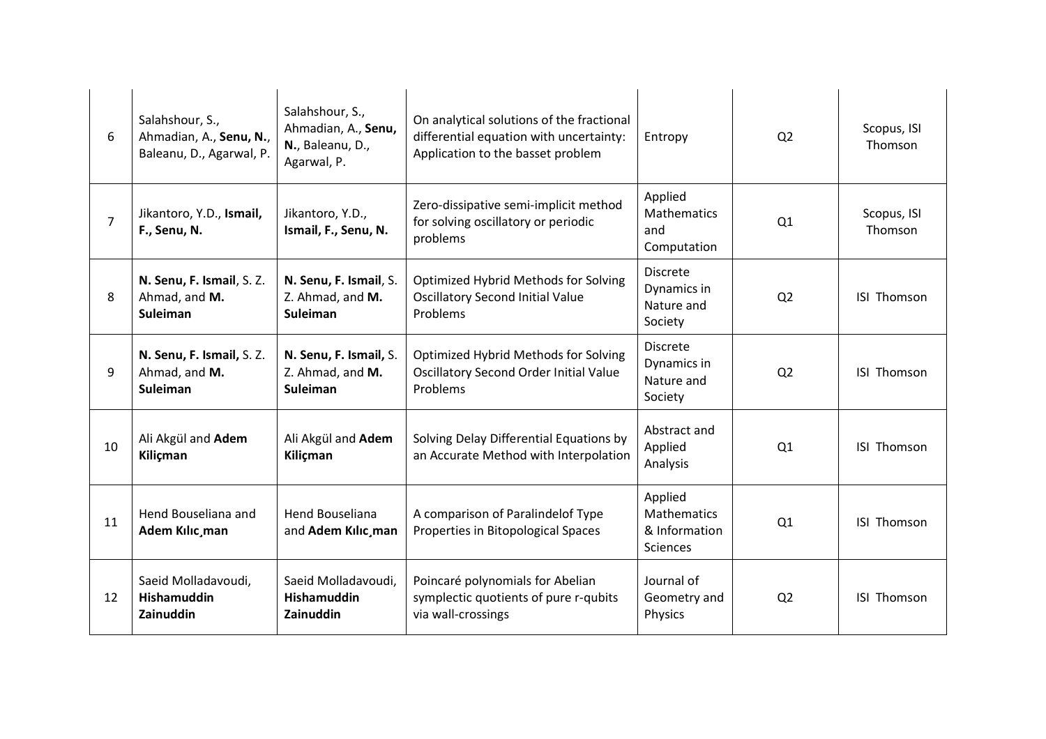| | | | | | | |
|---|---|---|---|---|---|---|
| 6 | Salahshour, S., Ahmadian, A., **Senu, N.**, Baleanu, D., Agarwal, P. | Salahshour, S., Ahmadian, A., **Senu, N.**, Baleanu, D., Agarwal, P. | On analytical solutions of the fractional differential equation with uncertainty: Application to the basset problem | Entropy | Q2 | Scopus, ISI Thomson |
| 7 | Jikantoro, Y.D., **Ismail, F., Senu, N.** | Jikantoro, Y.D., **Ismail, F., Senu, N.** | Zero-dissipative semi-implicit method for solving oscillatory or periodic problems | Applied Mathematics and Computation | Q1 | Scopus, ISI Thomson |
| 8 | **N. Senu, F. Ismail**, S. Z. Ahmad, and **M. Suleiman** | **N. Senu, F. Ismail**, S. Z. Ahmad, and **M. Suleiman** | Optimized Hybrid Methods for Solving Oscillatory Second Initial Value Problems | Discrete Dynamics in Nature and Society | Q2 | ISI Thomson |
| 9 | **N. Senu, F. Ismail,** S. Z. Ahmad, and **M. Suleiman** | **N. Senu, F. Ismail,** S. Z. Ahmad, and **M. Suleiman** | Optimized Hybrid Methods for Solving Oscillatory Second Order Initial Value Problems | Discrete Dynamics in Nature and Society | Q2 | ISI Thomson |
| 10 | Ali Akgül and **Adem Kiliçman** | Ali Akgül and **Adem Kiliçman** | Solving Delay Differential Equations by an Accurate Method with Interpolation | Abstract and Applied Analysis | Q1 | ISI Thomson |
| 11 | Hend Bouseliana and **Adem Kılıc̦man** | Hend Bouseliana and **Adem Kılıc̦man** | A comparison of Paralindelof Type Properties in Bitopological Spaces | Applied Mathematics & Information Sciences | Q1 | ISI Thomson |
| 12 | Saeid Molladavoudi, **Hishamuddin Zainuddin** | Saeid Molladavoudi, **Hishamuddin Zainuddin** | Poincaré polynomials for Abelian symplectic quotients of pure r-qubits via wall-crossings | Journal of Geometry and Physics | Q2 | ISI Thomson |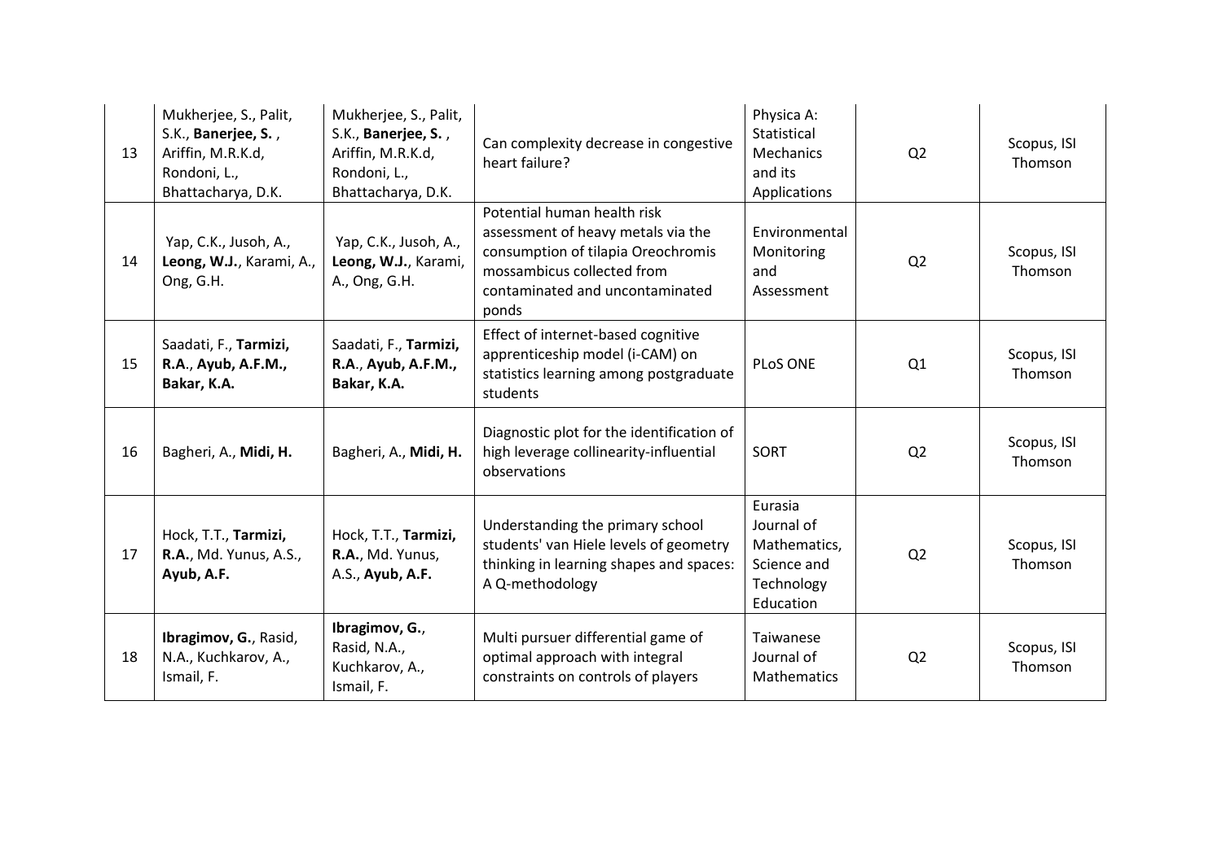| 13 | Mukherjee, S., Palit, S.K., **Banerjee, S.** , Ariffin, M.R.K.d, Rondoni, L., Bhattacharya, D.K. | Mukherjee, S., Palit, S.K., **Banerjee, S.** , Ariffin, M.R.K.d, Rondoni, L., Bhattacharya, D.K. | Can complexity decrease in congestive heart failure? | Physica A: Statistical Mechanics and its Applications | Q2 | Scopus, ISI Thomson |
|---|---|---|---|---|---|---|
| 14 | Yap, C.K., Jusoh, A., **Leong, W.J.**, Karami, A., Ong, G.H. | Yap, C.K., Jusoh, A., **Leong, W.J.**, Karami, A., Ong, G.H. | Potential human health risk assessment of heavy metals via the consumption of tilapia Oreochromis mossambicus collected from contaminated and uncontaminated ponds | Environmental Monitoring and Assessment | Q2 | Scopus, ISI Thomson |
| 15 | Saadati, F., **Tarmizi, R.A.**, **Ayub, A.F.M.**, **Bakar, K.A.** | Saadati, F., **Tarmizi, R.A.**, **Ayub, A.F.M.**, **Bakar, K.A.** | Effect of internet-based cognitive apprenticeship model (i-CAM) on statistics learning among postgraduate students | PLoS ONE | Q1 | Scopus, ISI Thomson |
| 16 | Bagheri, A., **Midi, H.** | Bagheri, A., **Midi, H.** | Diagnostic plot for the identification of high leverage collinearity-influential observations | SORT | Q2 | Scopus, ISI Thomson |
| 17 | Hock, T.T., **Tarmizi, R.A.**, Md. Yunus, A.S., **Ayub, A.F.** | Hock, T.T., **Tarmizi, R.A.**, Md. Yunus, A.S., **Ayub, A.F.** | Understanding the primary school students' van Hiele levels of geometry thinking in learning shapes and spaces: A Q-methodology | Eurasia Journal of Mathematics, Science and Technology Education | Q2 | Scopus, ISI Thomson |
| 18 | **Ibragimov, G.**, Rasid, N.A., Kuchkarov, A., Ismail, F. | **Ibragimov, G.**, Rasid, N.A., Kuchkarov, A., Ismail, F. | Multi pursuer differential game of optimal approach with integral constraints on controls of players | Taiwanese Journal of Mathematics | Q2 | Scopus, ISI Thomson |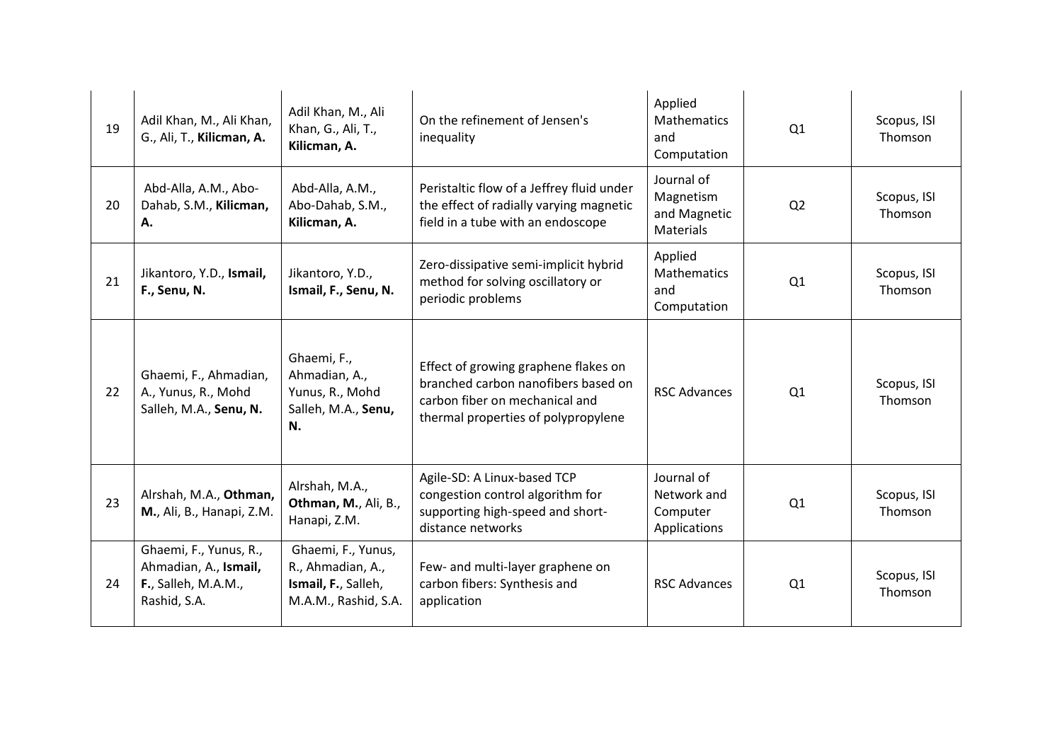| 19 | Adil Khan, M., Ali Khan, G., Ali, T., **Kilicman, A.** | Adil Khan, M., Ali Khan, G., Ali, T., **Kilicman, A.** | On the refinement of Jensen's inequality | Applied Mathematics and Computation | Q1 | Scopus, ISI Thomson |
|---|---|---|---|---|---|---|
| 20 | Abd-Alla, A.M., Abo-Dahab, S.M., **Kilicman, A.** | Abd-Alla, A.M., Abo-Dahab, S.M., **Kilicman, A.** | Peristaltic flow of a Jeffrey fluid under the effect of radially varying magnetic field in a tube with an endoscope | Journal of Magnetism and Magnetic Materials | Q2 | Scopus, ISI Thomson |
| 21 | Jikantoro, Y.D., **Ismail, F., Senu, N.** | Jikantoro, Y.D., **Ismail, F., Senu, N.** | Zero-dissipative semi-implicit hybrid method for solving oscillatory or periodic problems | Applied Mathematics and Computation | Q1 | Scopus, ISI Thomson |
| 22 | Ghaemi, F., Ahmadian, A., Yunus, R., Mohd Salleh, M.A., **Senu, N.** | Ghaemi, F., Ahmadian, A., Yunus, R., Mohd Salleh, M.A., **Senu, N.** | Effect of growing graphene flakes on branched carbon nanofibers based on carbon fiber on mechanical and thermal properties of polypropylene | RSC Advances | Q1 | Scopus, ISI Thomson |
| 23 | Alrshah, M.A., **Othman, M.**, Ali, B., Hanapi, Z.M. | Alrshah, M.A., **Othman, M.**, Ali, B., Hanapi, Z.M. | Agile-SD: A Linux-based TCP congestion control algorithm for supporting high-speed and short-distance networks | Journal of Network and Computer Applications | Q1 | Scopus, ISI Thomson |
| 24 | Ghaemi, F., Yunus, R., Ahmadian, A., **Ismail, F.**, Salleh, M.A.M., Rashid, S.A. | Ghaemi, F., Yunus, R., Ahmadian, A., **Ismail, F.**, Salleh, M.A.M., Rashid, S.A. | Few- and multi-layer graphene on carbon fibers: Synthesis and application | RSC Advances | Q1 | Scopus, ISI Thomson |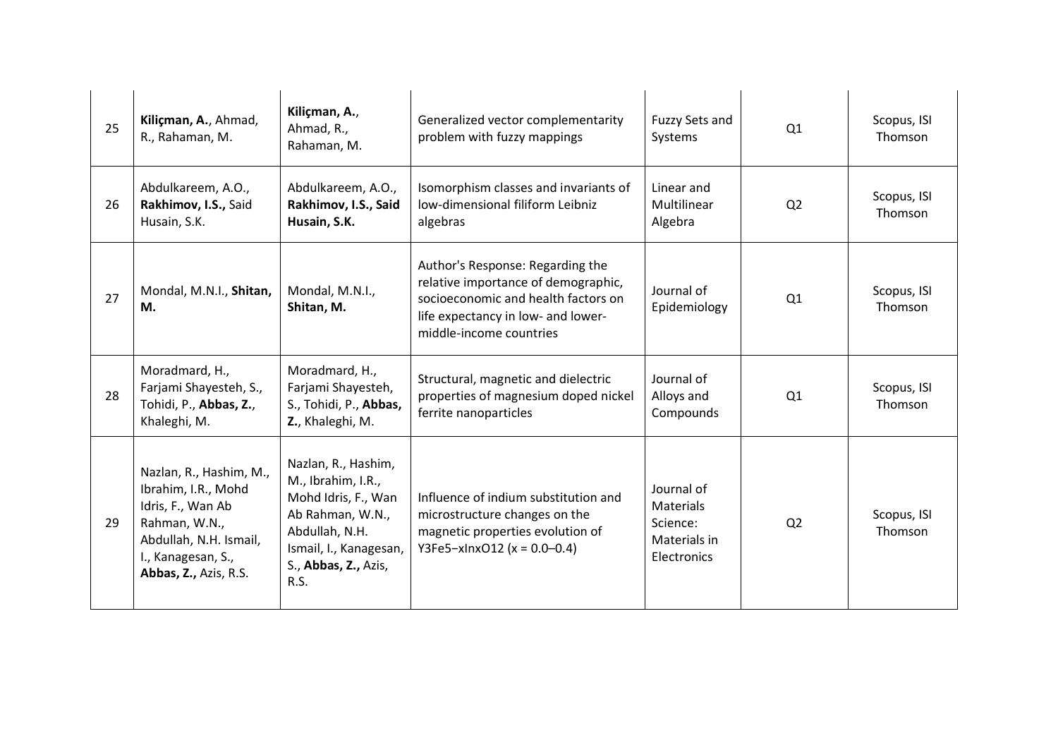| 25 | **Kiliçman, A.**, Ahmad, R., Rahaman, M. | **Kiliçman, A.**, Ahmad, R., Rahaman, M. | Generalized vector complementarity problem with fuzzy mappings | Fuzzy Sets and Systems | Q1 | Scopus, ISI Thomson |
|---|---|---|---|---|---|---|
| 26 | Abdulkareem, A.O., **Rakhimov, I.S.,** Said Husain, S.K. | Abdulkareem, A.O., **Rakhimov, I.S., Said Husain, S.K.** | Isomorphism classes and invariants of low-dimensional filiform Leibniz algebras | Linear and Multilinear Algebra | Q2 | Scopus, ISI Thomson |
| 27 | Mondal, M.N.I., **Shitan, M.** | Mondal, M.N.I., **Shitan, M.** | Author's Response: Regarding the relative importance of demographic, socioeconomic and health factors on life expectancy in low- and lower-middle-income countries | Journal of Epidemiology | Q1 | Scopus, ISI Thomson |
| 28 | Moradmard, H., Farjami Shayesteh, S., Tohidi, P., **Abbas, Z.**, Khaleghi, M. | Moradmard, H., Farjami Shayesteh, S., Tohidi, P., **Abbas, Z.**, Khaleghi, M. | Structural, magnetic and dielectric properties of magnesium doped nickel ferrite nanoparticles | Journal of Alloys and Compounds | Q1 | Scopus, ISI Thomson |
| 29 | Nazlan, R., Hashim, M., Ibrahim, I.R., Mohd Idris, F., Wan Ab Rahman, W.N., Abdullah, N.H. Ismail, I., Kanagesan, S., **Abbas, Z.,** Azis, R.S. | Nazlan, R., Hashim, M., Ibrahim, I.R., Mohd Idris, F., Wan Ab Rahman, W.N., Abdullah, N.H. Ismail, I., Kanagesan, S., **Abbas, Z.,** Azis, R.S. | Influence of indium substitution and microstructure changes on the magnetic properties evolution of $Y_3Fe_{5-x}In_xO_{12}$ ($x = 0.0$–$0.4$) | Journal of Materials Science: Materials in Electronics | Q2 | Scopus, ISI Thomson |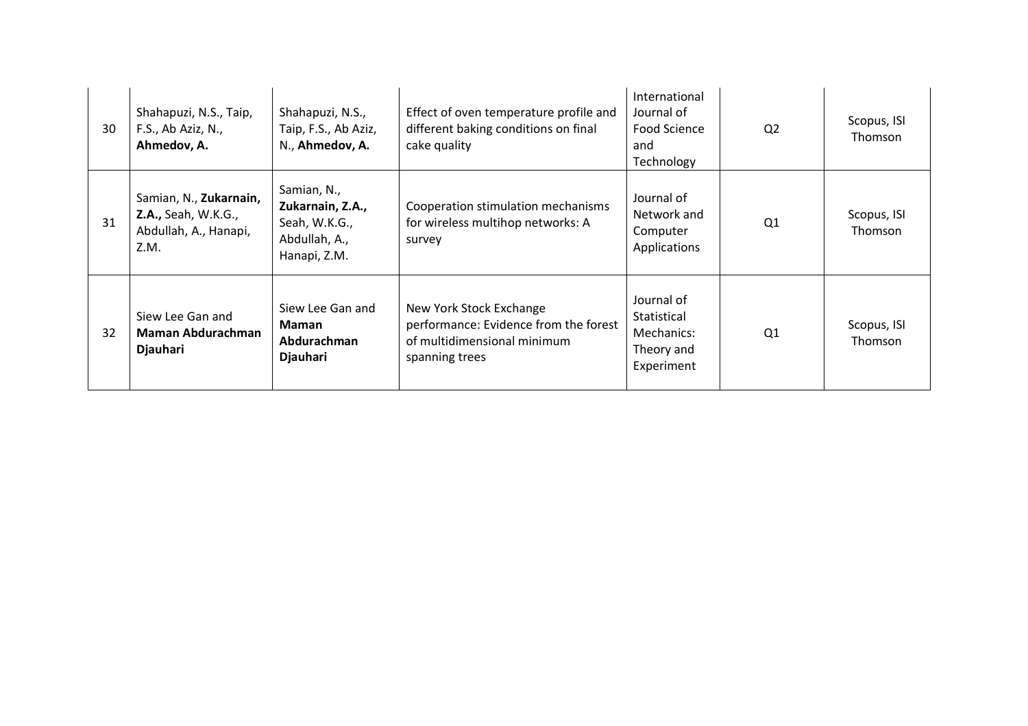| | | | | | | |
|---|---|---|---|---|---|---|
| 30 | Shahapuzi, N.S., Taip, F.S., Ab Aziz, N., **Ahmedov, A.** | Shahapuzi, N.S., Taip, F.S., Ab Aziz, N., **Ahmedov, A.** | Effect of oven temperature profile and different baking conditions on final cake quality | International Journal of Food Science and Technology | Q2 | Scopus, ISI Thomson |
| 31 | Samian, N., **Zukarnain, Z.A.,** Seah, W.K.G., Abdullah, A., Hanapi, Z.M. | Samian, N., **Zukarnain, Z.A.,** Seah, W.K.G., Abdullah, A., Hanapi, Z.M. | Cooperation stimulation mechanisms for wireless multihop networks: A survey | Journal of Network and Computer Applications | Q1 | Scopus, ISI Thomson |
| 32 | Siew Lee Gan and **Maman Abdurachman Djauhari** | Siew Lee Gan and **Maman Abdurachman Djauhari** | New York Stock Exchange performance: Evidence from the forest of multidimensional minimum spanning trees | Journal of Statistical Mechanics: Theory and Experiment | Q1 | Scopus, ISI Thomson |